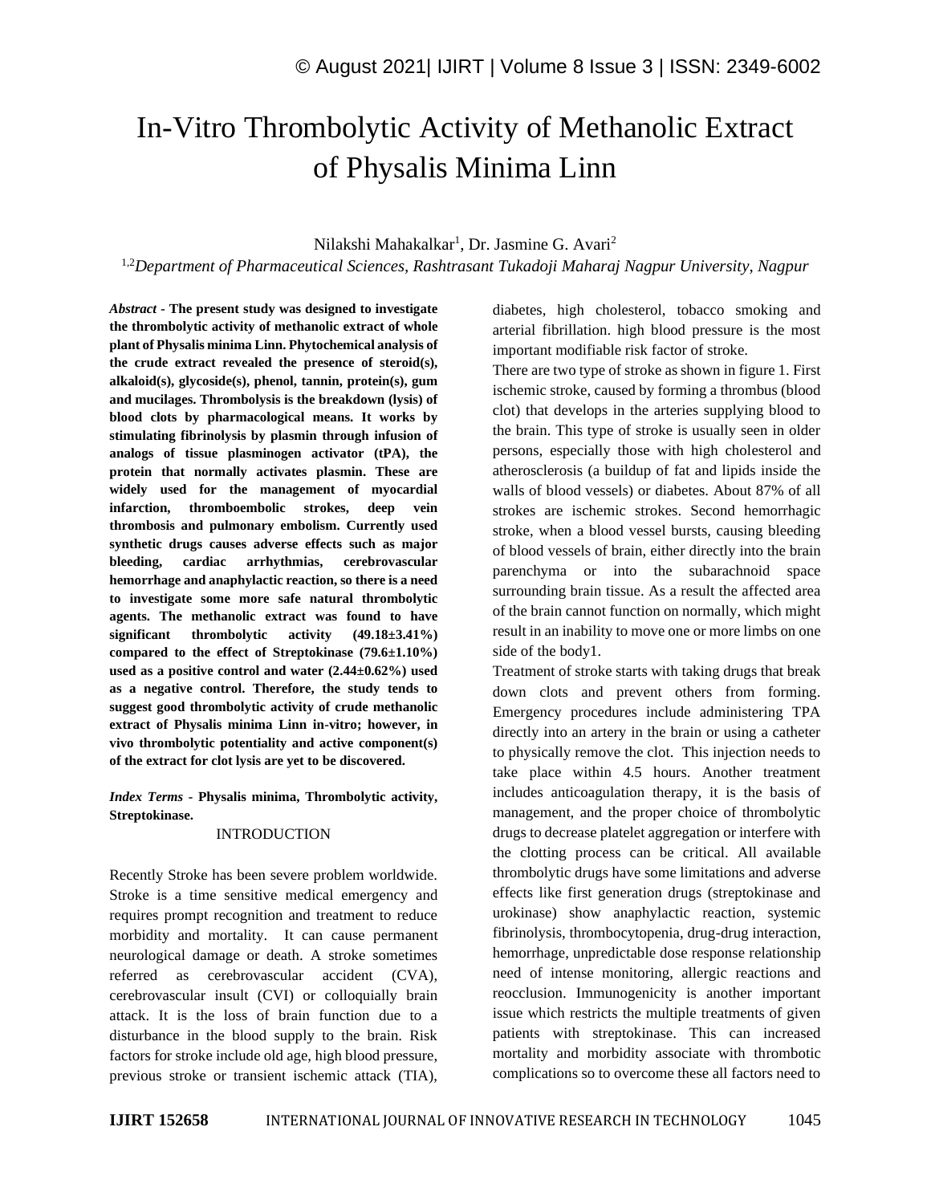# In-Vitro Thrombolytic Activity of Methanolic Extract of Physalis Minima Linn

Nilakshi Mahakalkar[1], Dr. Jasmine G. Avari[2]

[1,2]*Department of Pharmaceutical Sciences, Rashtrasant Tukadoji Maharaj Nagpur University, Nagpur*

***Abstract*** - **The present study was designed to investigate the thrombolytic activity of methanolic extract of whole plant of Physalis minima Linn. Phytochemical analysis of the crude extract revealed the presence of steroid(s), alkaloid(s), glycoside(s), phenol, tannin, protein(s), gum and mucilages. Thrombolysis is the breakdown (lysis) of blood clots by pharmacological means. It works by stimulating fibrinolysis by plasmin through infusion of analogs of tissue plasminogen activator (tPA), the protein that normally activates plasmin. These are widely used for the management of myocardial infarction, thromboembolic strokes, deep vein thrombosis and pulmonary embolism. Currently used synthetic drugs causes adverse effects such as major bleeding, cardiac arrhythmias, cerebrovascular hemorrhage and anaphylactic reaction, so there is a need to investigate some more safe natural thrombolytic agents. The methanolic extract was found to have significant thrombolytic activity (49.18±3.41%) compared to the effect of Streptokinase (79.6±1.10%) used as a positive control and water (2.44±0.62%) used as a negative control. Therefore, the study tends to suggest good thrombolytic activity of crude methanolic extract of Physalis minima Linn in-vitro; however, in vivo thrombolytic potentiality and active component(s) of the extract for clot lysis are yet to be discovered.**

***Index Terms*** - **Physalis minima, Thrombolytic activity, Streptokinase.**

## INTRODUCTION

Recently Stroke has been severe problem worldwide. Stroke is a time sensitive medical emergency and requires prompt recognition and treatment to reduce morbidity and mortality. It can cause permanent neurological damage or death. A stroke sometimes referred as cerebrovascular accident (CVA), cerebrovascular insult (CVI) or colloquially brain attack. It is the loss of brain function due to a disturbance in the blood supply to the brain. Risk factors for stroke include old age, high blood pressure, previous stroke or transient ischemic attack (TIA), diabetes, high cholesterol, tobacco smoking and arterial fibrillation. high blood pressure is the most important modifiable risk factor of stroke.

There are two type of stroke as shown in figure 1. First ischemic stroke, caused by forming a thrombus (blood clot) that develops in the arteries supplying blood to the brain. This type of stroke is usually seen in older persons, especially those with high cholesterol and atherosclerosis (a buildup of fat and lipids inside the walls of blood vessels) or diabetes. About 87% of all strokes are ischemic strokes. Second hemorrhagic stroke, when a blood vessel bursts, causing bleeding of blood vessels of brain, either directly into the brain parenchyma or into the subarachnoid space surrounding brain tissue. As a result the affected area of the brain cannot function on normally, which might result in an inability to move one or more limbs on one side of the body1.

Treatment of stroke starts with taking drugs that break down clots and prevent others from forming. Emergency procedures include administering TPA directly into an artery in the brain or using a catheter to physically remove the clot. This injection needs to take place within 4.5 hours. Another treatment includes anticoagulation therapy, it is the basis of management, and the proper choice of thrombolytic drugs to decrease platelet aggregation or interfere with the clotting process can be critical. All available thrombolytic drugs have some limitations and adverse effects like first generation drugs (streptokinase and urokinase) show anaphylactic reaction, systemic fibrinolysis, thrombocytopenia, drug-drug interaction, hemorrhage, unpredictable dose response relationship need of intense monitoring, allergic reactions and reocclusion. Immunogenicity is another important issue which restricts the multiple treatments of given patients with streptokinase. This can increased mortality and morbidity associate with thrombotic complications so to overcome these all factors need to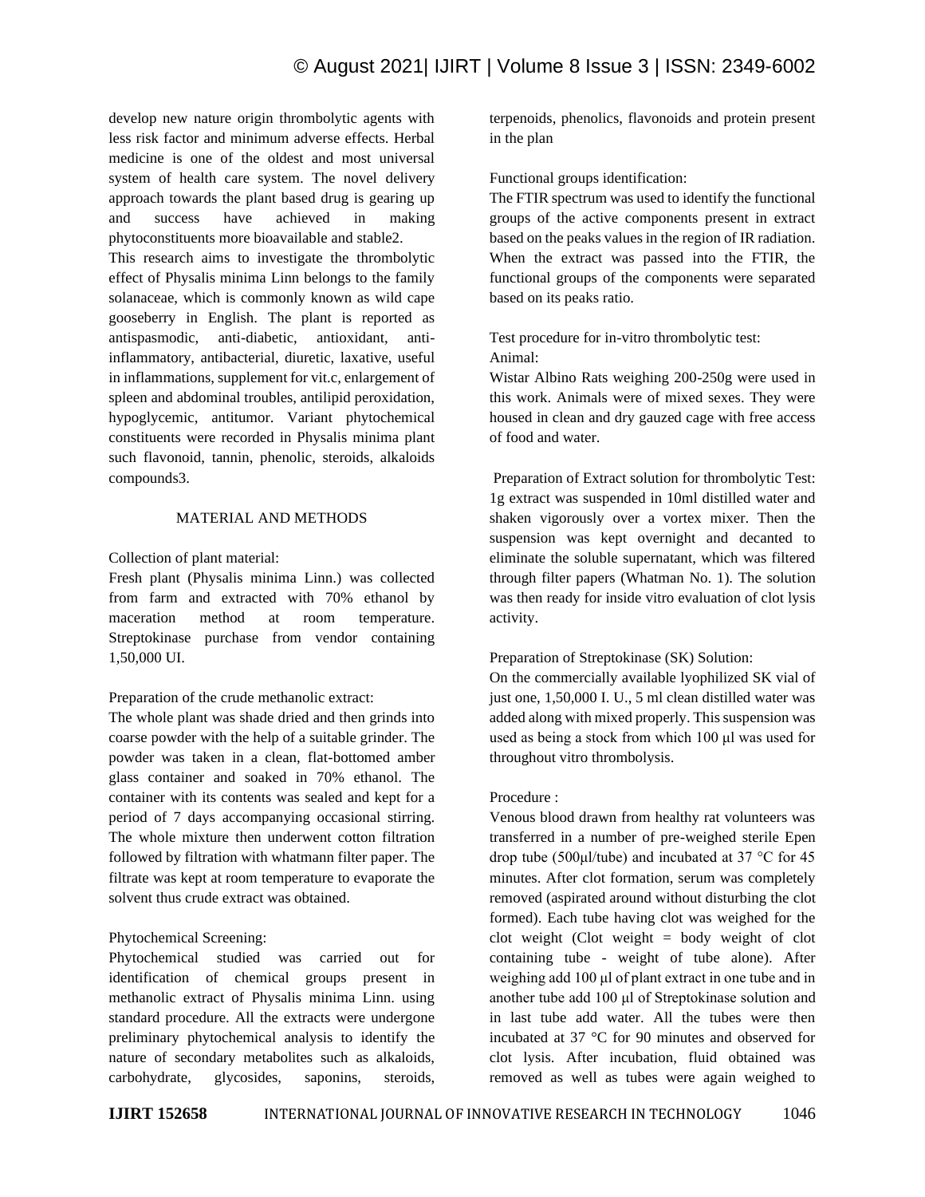develop new nature origin thrombolytic agents with less risk factor and minimum adverse effects. Herbal medicine is one of the oldest and most universal system of health care system. The novel delivery approach towards the plant based drug is gearing up and success have achieved in making phytoconstituents more bioavailable and stable2.

This research aims to investigate the thrombolytic effect of Physalis minima Linn belongs to the family solanaceae, which is commonly known as wild cape gooseberry in English. The plant is reported as antispasmodic, anti-diabetic, antioxidant, anti-inflammatory, antibacterial, diuretic, laxative, useful in inflammations, supplement for vit.c, enlargement of spleen and abdominal troubles, antilipid peroxidation, hypoglycemic, antitumor. Variant phytochemical constituents were recorded in Physalis minima plant such flavonoid, tannin, phenolic, steroids, alkaloids compounds3.

## MATERIAL AND METHODS

Collection of plant material:

Fresh plant (Physalis minima Linn.) was collected from farm and extracted with 70% ethanol by maceration method at room temperature. Streptokinase purchase from vendor containing 1,50,000 UI.

Preparation of the crude methanolic extract:

The whole plant was shade dried and then grinds into coarse powder with the help of a suitable grinder. The powder was taken in a clean, flat-bottomed amber glass container and soaked in 70% ethanol. The container with its contents was sealed and kept for a period of 7 days accompanying occasional stirring. The whole mixture then underwent cotton filtration followed by filtration with whatmann filter paper. The filtrate was kept at room temperature to evaporate the solvent thus crude extract was obtained.

Phytochemical Screening:

Phytochemical studied was carried out for identification of chemical groups present in methanolic extract of Physalis minima Linn. using standard procedure. All the extracts were undergone preliminary phytochemical analysis to identify the nature of secondary metabolites such as alkaloids, carbohydrate, glycosides, saponins, steroids, terpenoids, phenolics, flavonoids and protein present in the plan

Functional groups identification:

The FTIR spectrum was used to identify the functional groups of the active components present in extract based on the peaks values in the region of IR radiation. When the extract was passed into the FTIR, the functional groups of the components were separated based on its peaks ratio.

Test procedure for in-vitro thrombolytic test:

Animal:

Wistar Albino Rats weighing 200-250g were used in this work. Animals were of mixed sexes. They were housed in clean and dry gauzed cage with free access of food and water.

Preparation of Extract solution for thrombolytic Test:

1g extract was suspended in 10ml distilled water and shaken vigorously over a vortex mixer. Then the suspension was kept overnight and decanted to eliminate the soluble supernatant, which was filtered through filter papers (Whatman No. 1). The solution was then ready for inside vitro evaluation of clot lysis activity.

Preparation of Streptokinase (SK) Solution:

On the commercially available lyophilized SK vial of just one, 1,50,000 I. U., 5 ml clean distilled water was added along with mixed properly. This suspension was used as being a stock from which 100 μl was used for throughout vitro thrombolysis.

Procedure :

Venous blood drawn from healthy rat volunteers was transferred in a number of pre-weighed sterile Epen drop tube (500μl/tube) and incubated at 37 °C for 45 minutes. After clot formation, serum was completely removed (aspirated around without disturbing the clot formed). Each tube having clot was weighed for the clot weight (Clot weight = body weight of clot containing tube - weight of tube alone). After weighing add 100 μl of plant extract in one tube and in another tube add 100 μl of Streptokinase solution and in last tube add water. All the tubes were then incubated at 37 °C for 90 minutes and observed for clot lysis. After incubation, fluid obtained was removed as well as tubes were again weighed to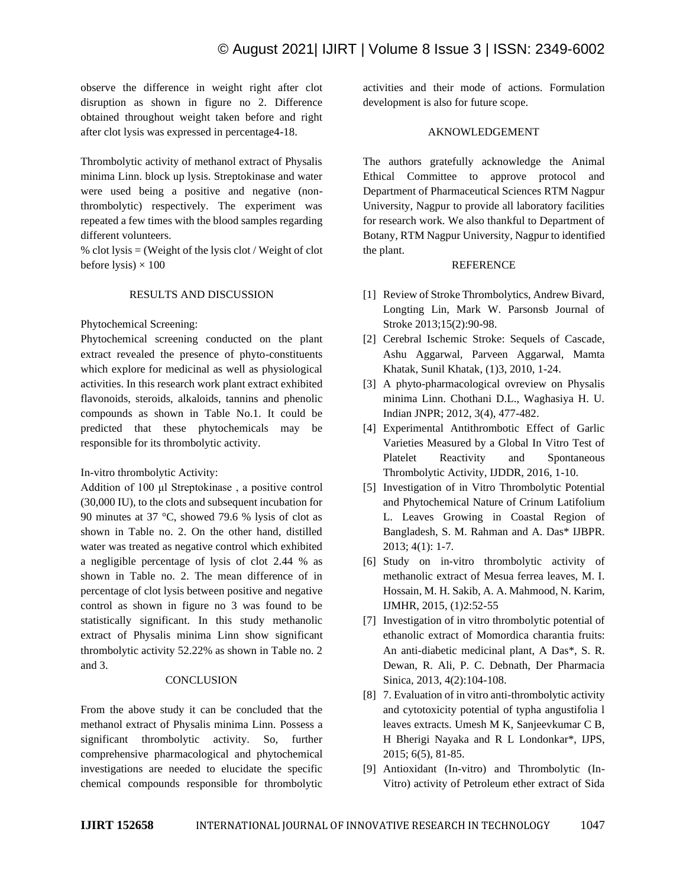observe the difference in weight right after clot disruption as shown in figure no 2. Difference obtained throughout weight taken before and right after clot lysis was expressed in percentage4-18.

Thrombolytic activity of methanol extract of Physalis minima Linn. block up lysis. Streptokinase and water were used being a positive and negative (non-thrombolytic) respectively. The experiment was repeated a few times with the blood samples regarding different volunteers.

% clot lysis = (Weight of the lysis clot / Weight of clot before lysis) × 100

## RESULTS AND DISCUSSION

Phytochemical Screening:

Phytochemical screening conducted on the plant extract revealed the presence of phyto-constituents which explore for medicinal as well as physiological activities. In this research work plant extract exhibited flavonoids, steroids, alkaloids, tannins and phenolic compounds as shown in Table No.1. It could be predicted that these phytochemicals may be responsible for its thrombolytic activity.

In-vitro thrombolytic Activity:

Addition of 100 μl Streptokinase , a positive control (30,000 IU), to the clots and subsequent incubation for 90 minutes at 37 °C, showed 79.6 % lysis of clot as shown in Table no. 2. On the other hand, distilled water was treated as negative control which exhibited a negligible percentage of lysis of clot 2.44 % as shown in Table no. 2. The mean difference of in percentage of clot lysis between positive and negative control as shown in figure no 3 was found to be statistically significant. In this study methanolic extract of Physalis minima Linn show significant thrombolytic activity 52.22% as shown in Table no. 2 and 3.

## CONCLUSION

From the above study it can be concluded that the methanol extract of Physalis minima Linn. Possess a significant thrombolytic activity. So, further comprehensive pharmacological and phytochemical investigations are needed to elucidate the specific chemical compounds responsible for thrombolytic activities and their mode of actions. Formulation development is also for future scope.

## AKNOWLEDGEMENT

The authors gratefully acknowledge the Animal Ethical Committee to approve protocol and Department of Pharmaceutical Sciences RTM Nagpur University, Nagpur to provide all laboratory facilities for research work. We also thankful to Department of Botany, RTM Nagpur University, Nagpur to identified the plant.

## REFERENCE

[1] Review of Stroke Thrombolytics, Andrew Bivard, Longting Lin, Mark W. Parsonsb Journal of Stroke 2013;15(2):90-98.

[2] Cerebral Ischemic Stroke: Sequels of Cascade, Ashu Aggarwal, Parveen Aggarwal, Mamta Khatak, Sunil Khatak, (1)3, 2010, 1-24.

[3] A phyto-pharmacological ovreview on Physalis minima Linn. Chothani D.L., Waghasiya H. U. Indian JNPR; 2012, 3(4), 477-482.

[4] Experimental Antithrombotic Effect of Garlic Varieties Measured by a Global In Vitro Test of Platelet Reactivity and Spontaneous Thrombolytic Activity, IJDDR, 2016, 1-10.

[5] Investigation of in Vitro Thrombolytic Potential and Phytochemical Nature of Crinum Latifolium L. Leaves Growing in Coastal Region of Bangladesh, S. M. Rahman and A. Das* IJBPR. 2013; 4(1): 1-7.

[6] Study on in-vitro thrombolytic activity of methanolic extract of Mesua ferrea leaves, M. I. Hossain, M. H. Sakib, A. A. Mahmood, N. Karim, IJMHR, 2015, (1)2:52-55

[7] Investigation of in vitro thrombolytic potential of ethanolic extract of Momordica charantia fruits: An anti-diabetic medicinal plant, A Das*, S. R. Dewan, R. Ali, P. C. Debnath, Der Pharmacia Sinica, 2013, 4(2):104-108.

[8] 7. Evaluation of in vitro anti-thrombolytic activity and cytotoxicity potential of typha angustifolia l leaves extracts. Umesh M K, Sanjeevkumar C B, H Bherigi Nayaka and R L Londonkar*, IJPS, 2015; 6(5), 81-85.

[9] Antioxidant (In-vitro) and Thrombolytic (In-Vitro) activity of Petroleum ether extract of Sida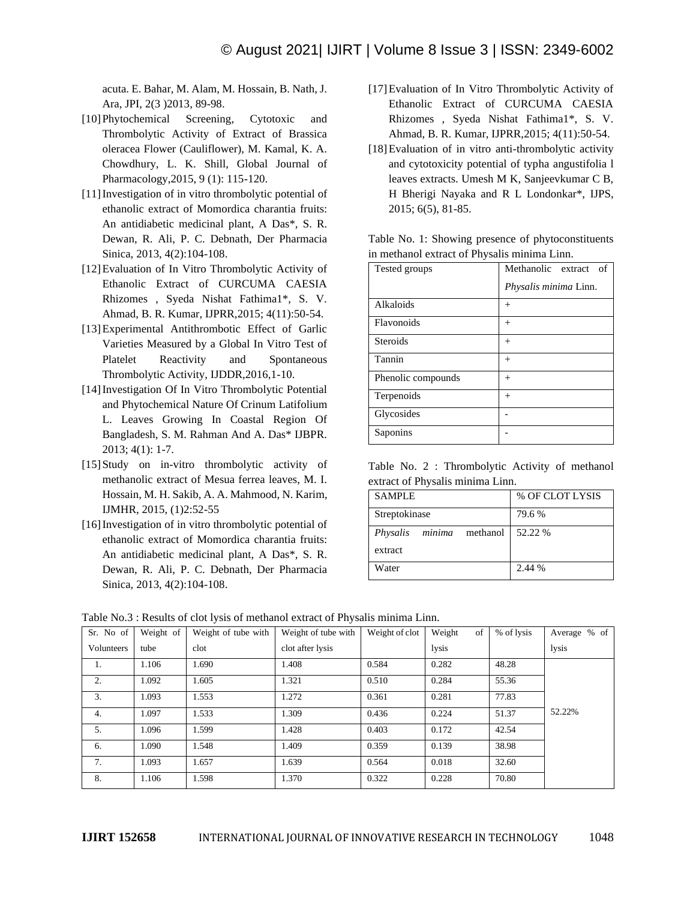acuta. E. Bahar, M. Alam, M. Hossain, B. Nath, J. Ara, JPI, 2(3 )2013, 89-98.

[10] Phytochemical Screening, Cytotoxic and Thrombolytic Activity of Extract of Brassica oleracea Flower (Cauliflower), M. Kamal, K. A. Chowdhury, L. K. Shill, Global Journal of Pharmacology,2015, 9 (1): 115-120.

[11] Investigation of in vitro thrombolytic potential of ethanolic extract of Momordica charantia fruits: An antidiabetic medicinal plant, A Das*, S. R. Dewan, R. Ali, P. C. Debnath, Der Pharmacia Sinica, 2013, 4(2):104-108.

[12] Evaluation of In Vitro Thrombolytic Activity of Ethanolic Extract of CURCUMA CAESIA Rhizomes , Syeda Nishat Fathima1*, S. V. Ahmad, B. R. Kumar, IJPRR,2015; 4(11):50-54.

[13] Experimental Antithrombotic Effect of Garlic Varieties Measured by a Global In Vitro Test of Platelet Reactivity and Spontaneous Thrombolytic Activity, IJDDR,2016,1-10.

[14] Investigation Of In Vitro Thrombolytic Potential and Phytochemical Nature Of Crinum Latifolium L. Leaves Growing In Coastal Region Of Bangladesh, S. M. Rahman And A. Das* IJBPR. 2013; 4(1): 1-7.

[15] Study on in-vitro thrombolytic activity of methanolic extract of Mesua ferrea leaves, M. I. Hossain, M. H. Sakib, A. A. Mahmood, N. Karim, IJMHR, 2015, (1)2:52-55

[16] Investigation of in vitro thrombolytic potential of ethanolic extract of Momordica charantia fruits: An antidiabetic medicinal plant, A Das*, S. R. Dewan, R. Ali, P. C. Debnath, Der Pharmacia Sinica, 2013, 4(2):104-108.

[17] Evaluation of In Vitro Thrombolytic Activity of Ethanolic Extract of CURCUMA CAESIA Rhizomes , Syeda Nishat Fathima1*, S. V. Ahmad, B. R. Kumar, IJPRR,2015; 4(11):50-54.

[18] Evaluation of in vitro anti-thrombolytic activity and cytotoxicity potential of typha angustifolia l leaves extracts. Umesh M K, Sanjeevkumar C B, H Bherigi Nayaka and R L Londonkar*, IJPS, 2015; 6(5), 81-85.

Table No. 1: Showing presence of phytoconstituents in methanol extract of Physalis minima Linn.

| Tested groups | Methanolic extract of *Physalis minima* Linn. |
|---|---|
| Alkaloids | + |
| Flavonoids | + |
| Steroids | + |
| Tannin | + |
| Phenolic compounds | + |
| Terpenoids | + |
| Glycosides | - |
| Saponins | - |

Table No. 2 : Thrombolytic Activity of methanol extract of Physalis minima Linn.

| SAMPLE | % OF CLOT LYSIS |
|---|---|
| Streptokinase | 79.6 % |
| *Physalis minima* methanol extract | 52.22 % |
| Water | 2.44 % |

Table No.3 : Results of clot lysis of methanol extract of Physalis minima Linn.

| Sr. No of Volunteers | Weight of tube | Weight of tube with clot | Weight of tube with clot after lysis | Weight of clot | Weight of lysis | % of lysis | Average % of lysis |
|---|---|---|---|---|---|---|---|
| 1. | 1.106 | 1.690 | 1.408 | 0.584 | 0.282 | 48.28 | 52.22% |
| 2. | 1.092 | 1.605 | 1.321 | 0.510 | 0.284 | 55.36 | |
| 3. | 1.093 | 1.553 | 1.272 | 0.361 | 0.281 | 77.83 | |
| 4. | 1.097 | 1.533 | 1.309 | 0.436 | 0.224 | 51.37 | |
| 5. | 1.096 | 1.599 | 1.428 | 0.403 | 0.172 | 42.54 | |
| 6. | 1.090 | 1.548 | 1.409 | 0.359 | 0.139 | 38.98 | |
| 7. | 1.093 | 1.657 | 1.639 | 0.564 | 0.018 | 32.60 | |
| 8. | 1.106 | 1.598 | 1.370 | 0.322 | 0.228 | 70.80 | |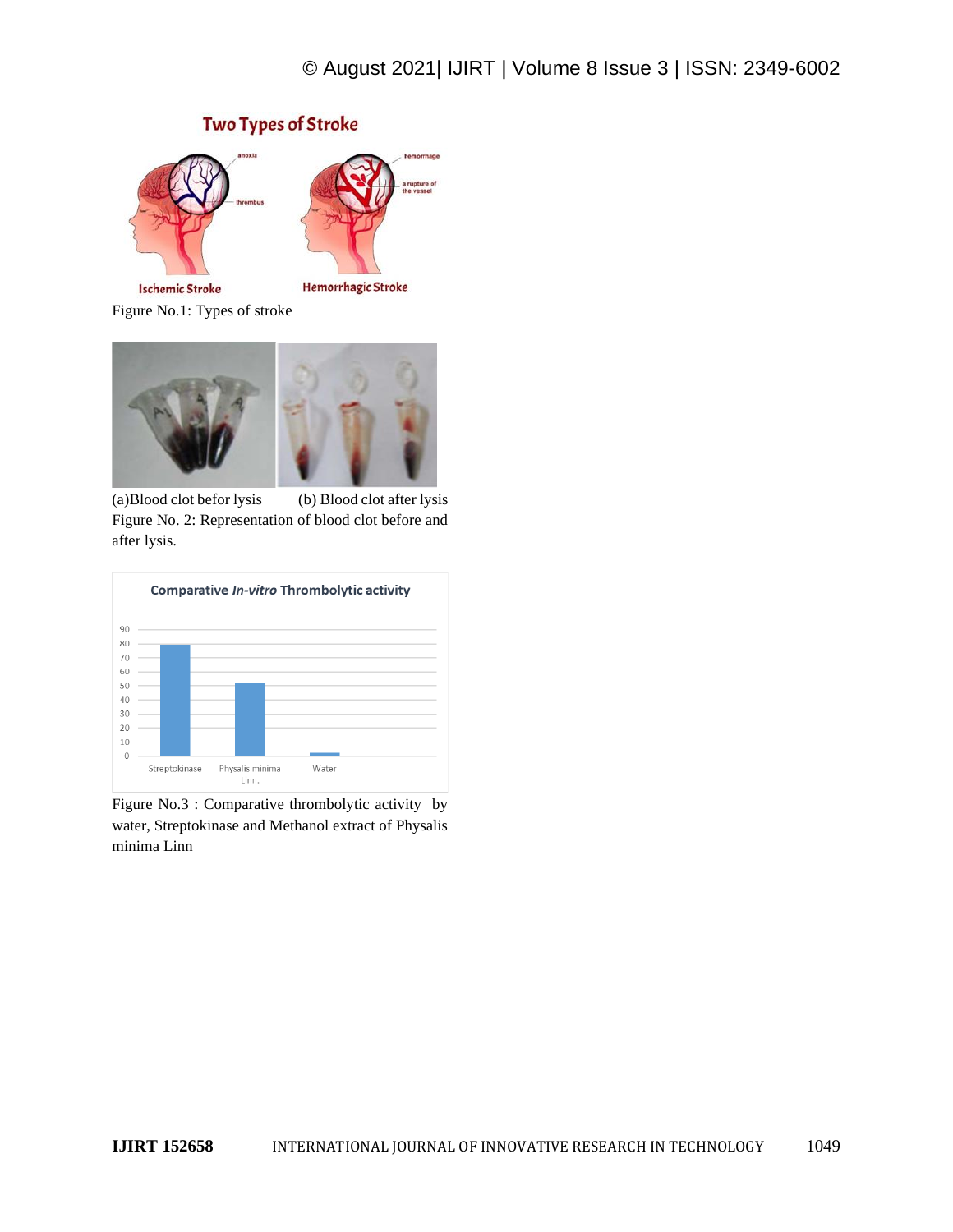Two Types of Stroke

anoxia

thrombus

hemorrhage

a rupture of the vessel

Ischemic Stroke

Hemorrhagic Stroke

Figure No.1: Types of stroke

(a)Blood clot befor lysis (b) Blood clot after lysis

Figure No. 2: Representation of blood clot before and after lysis.

Comparative *In-vitro* Thrombolytic activity

90
80
70
60
50
40
30
20
10
0

Streptokinase
Physalis minima Linn.
Water

Figure No.3 : Comparative thrombolytic activity by water, Streptokinase and Methanol extract of Physalis minima Linn